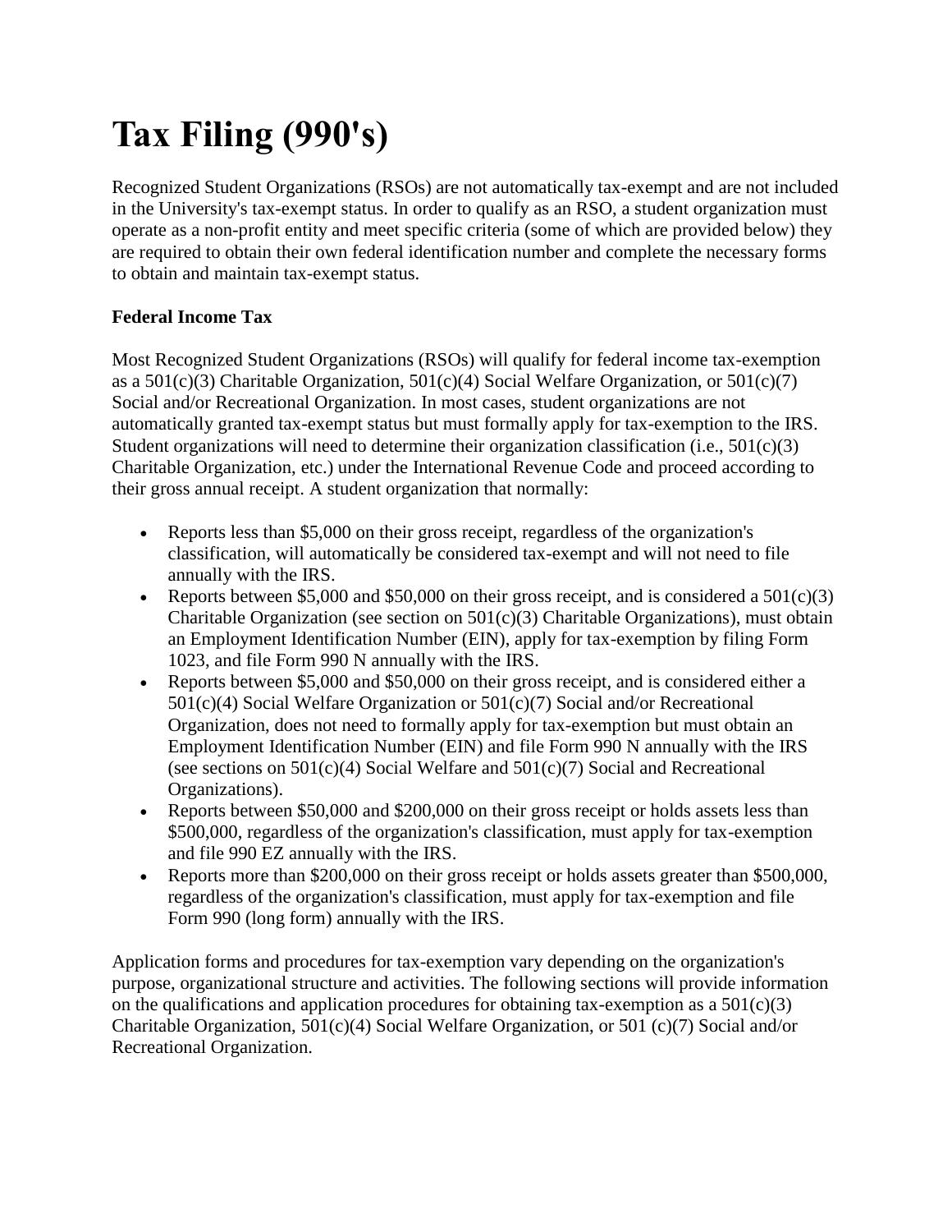# Tax Filing (990's)

Recognized Student Organizations (RSOs) are not automatically tax-exempt and are not included in the University's tax-exempt status. In order to qualify as an RSO, a student organization must operate as a non-profit entity and meet specific criteria (some of which are provided below) they are required to obtain their own federal identification number and complete the necessary forms to obtain and maintain tax-exempt status.

**Federal Income Tax**

Most Recognized Student Organizations (RSOs) will qualify for federal income tax-exemption as a 501(c)(3) Charitable Organization, 501(c)(4) Social Welfare Organization, or 501(c)(7) Social and/or Recreational Organization. In most cases, student organizations are not automatically granted tax-exempt status but must formally apply for tax-exemption to the IRS. Student organizations will need to determine their organization classification (i.e., 501(c)(3) Charitable Organization, etc.) under the International Revenue Code and proceed according to their gross annual receipt. A student organization that normally:

- Reports less than $5,000 on their gross receipt, regardless of the organization's classification, will automatically be considered tax-exempt and will not need to file annually with the IRS.
- Reports between $5,000 and $50,000 on their gross receipt, and is considered a 501(c)(3) Charitable Organization (see section on 501(c)(3) Charitable Organizations), must obtain an Employment Identification Number (EIN), apply for tax-exemption by filing Form 1023, and file Form 990 N annually with the IRS.
- Reports between $5,000 and $50,000 on their gross receipt, and is considered either a 501(c)(4) Social Welfare Organization or 501(c)(7) Social and/or Recreational Organization, does not need to formally apply for tax-exemption but must obtain an Employment Identification Number (EIN) and file Form 990 N annually with the IRS (see sections on 501(c)(4) Social Welfare and 501(c)(7) Social and Recreational Organizations).
- Reports between $50,000 and $200,000 on their gross receipt or holds assets less than $500,000, regardless of the organization's classification, must apply for tax-exemption and file 990 EZ annually with the IRS.
- Reports more than $200,000 on their gross receipt or holds assets greater than $500,000, regardless of the organization's classification, must apply for tax-exemption and file Form 990 (long form) annually with the IRS.

Application forms and procedures for tax-exemption vary depending on the organization's purpose, organizational structure and activities. The following sections will provide information on the qualifications and application procedures for obtaining tax-exemption as a 501(c)(3) Charitable Organization, 501(c)(4) Social Welfare Organization, or 501 (c)(7) Social and/or Recreational Organization.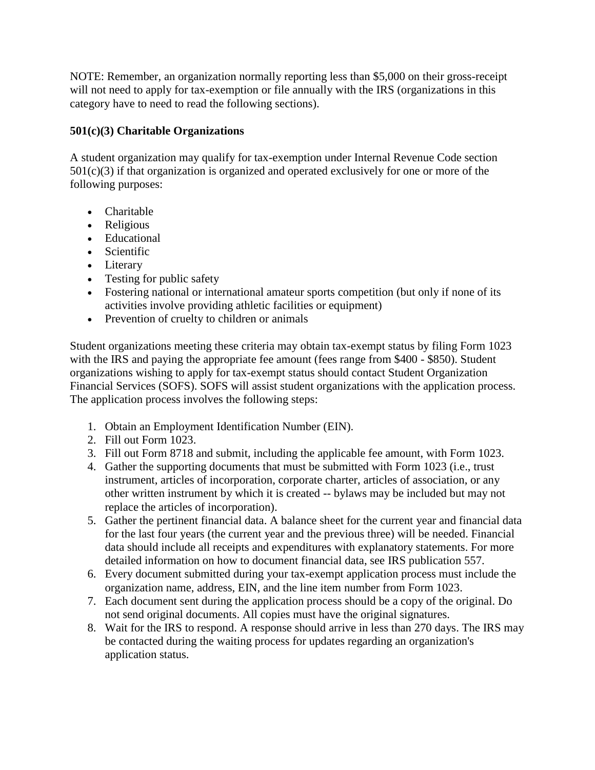NOTE: Remember, an organization normally reporting less than $5,000 on their gross-receipt will not need to apply for tax-exemption or file annually with the IRS (organizations in this category have to need to read the following sections).

**501(c)(3) Charitable Organizations**

A student organization may qualify for tax-exemption under Internal Revenue Code section 501(c)(3) if that organization is organized and operated exclusively for one or more of the following purposes:

- Charitable
- Religious
- Educational
- Scientific
- Literary
- Testing for public safety
- Fostering national or international amateur sports competition (but only if none of its activities involve providing athletic facilities or equipment)
- Prevention of cruelty to children or animals

Student organizations meeting these criteria may obtain tax-exempt status by filing Form 1023 with the IRS and paying the appropriate fee amount (fees range from $400 - $850). Student organizations wishing to apply for tax-exempt status should contact Student Organization Financial Services (SOFS). SOFS will assist student organizations with the application process. The application process involves the following steps:

1. Obtain an Employment Identification Number (EIN).
2. Fill out Form 1023.
3. Fill out Form 8718 and submit, including the applicable fee amount, with Form 1023.
4. Gather the supporting documents that must be submitted with Form 1023 (i.e., trust instrument, articles of incorporation, corporate charter, articles of association, or any other written instrument by which it is created -- bylaws may be included but may not replace the articles of incorporation).
5. Gather the pertinent financial data. A balance sheet for the current year and financial data for the last four years (the current year and the previous three) will be needed. Financial data should include all receipts and expenditures with explanatory statements. For more detailed information on how to document financial data, see IRS publication 557.
6. Every document submitted during your tax-exempt application process must include the organization name, address, EIN, and the line item number from Form 1023.
7. Each document sent during the application process should be a copy of the original. Do not send original documents. All copies must have the original signatures.
8. Wait for the IRS to respond. A response should arrive in less than 270 days. The IRS may be contacted during the waiting process for updates regarding an organization's application status.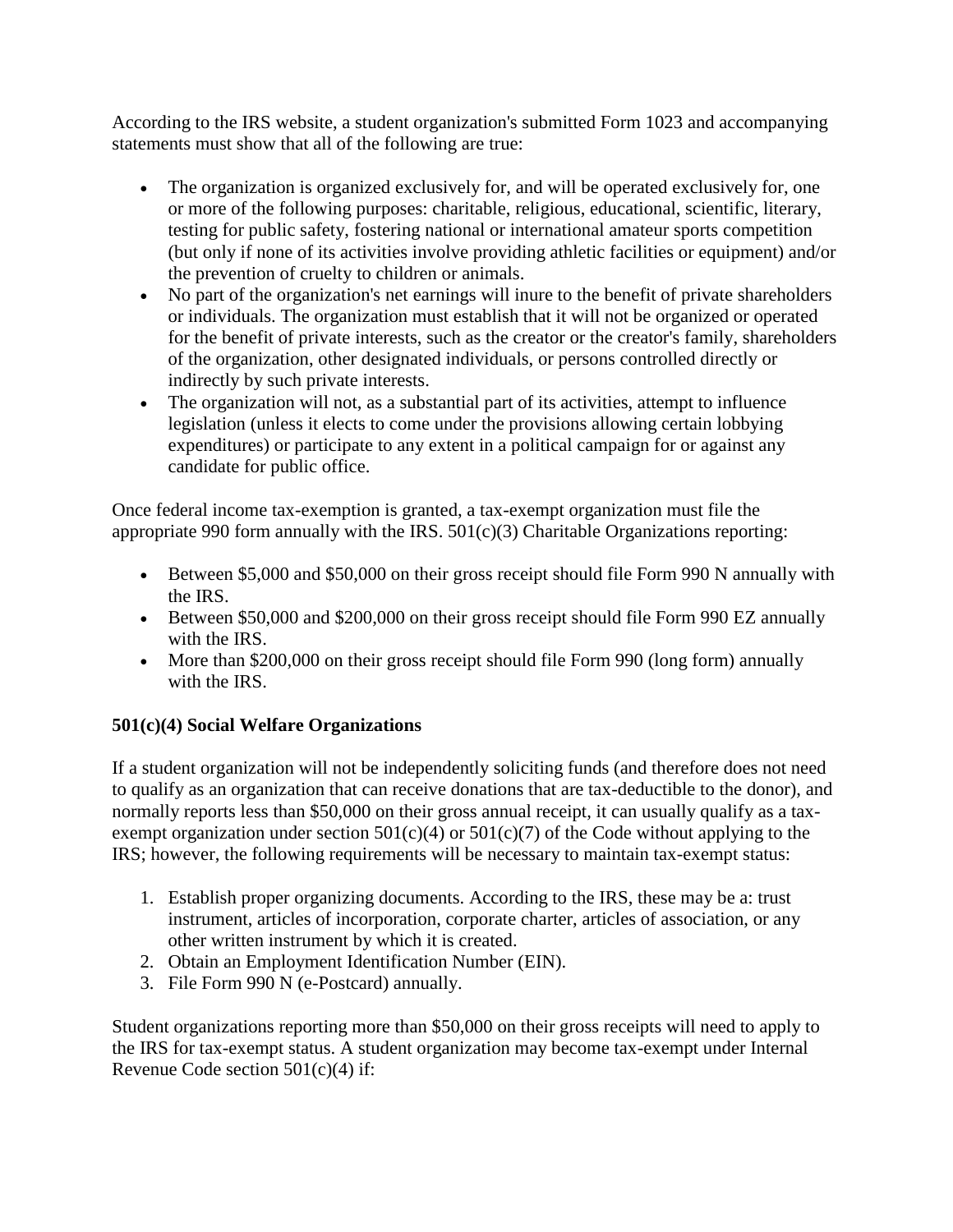According to the IRS website, a student organization's submitted Form 1023 and accompanying statements must show that all of the following are true:

- The organization is organized exclusively for, and will be operated exclusively for, one or more of the following purposes: charitable, religious, educational, scientific, literary, testing for public safety, fostering national or international amateur sports competition (but only if none of its activities involve providing athletic facilities or equipment) and/or the prevention of cruelty to children or animals.
- No part of the organization's net earnings will inure to the benefit of private shareholders or individuals. The organization must establish that it will not be organized or operated for the benefit of private interests, such as the creator or the creator's family, shareholders of the organization, other designated individuals, or persons controlled directly or indirectly by such private interests.
- The organization will not, as a substantial part of its activities, attempt to influence legislation (unless it elects to come under the provisions allowing certain lobbying expenditures) or participate to any extent in a political campaign for or against any candidate for public office.

Once federal income tax-exemption is granted, a tax-exempt organization must file the appropriate 990 form annually with the IRS. 501(c)(3) Charitable Organizations reporting:

- Between $5,000 and $50,000 on their gross receipt should file Form 990 N annually with the IRS.
- Between $50,000 and $200,000 on their gross receipt should file Form 990 EZ annually with the IRS.
- More than $200,000 on their gross receipt should file Form 990 (long form) annually with the IRS.

**501(c)(4) Social Welfare Organizations**

If a student organization will not be independently soliciting funds (and therefore does not need to qualify as an organization that can receive donations that are tax-deductible to the donor), and normally reports less than $50,000 on their gross annual receipt, it can usually qualify as a tax-exempt organization under section 501(c)(4) or 501(c)(7) of the Code without applying to the IRS; however, the following requirements will be necessary to maintain tax-exempt status:

1. Establish proper organizing documents. According to the IRS, these may be a: trust instrument, articles of incorporation, corporate charter, articles of association, or any other written instrument by which it is created.
2. Obtain an Employment Identification Number (EIN).
3. File Form 990 N (e-Postcard) annually.

Student organizations reporting more than $50,000 on their gross receipts will need to apply to the IRS for tax-exempt status. A student organization may become tax-exempt under Internal Revenue Code section 501(c)(4) if: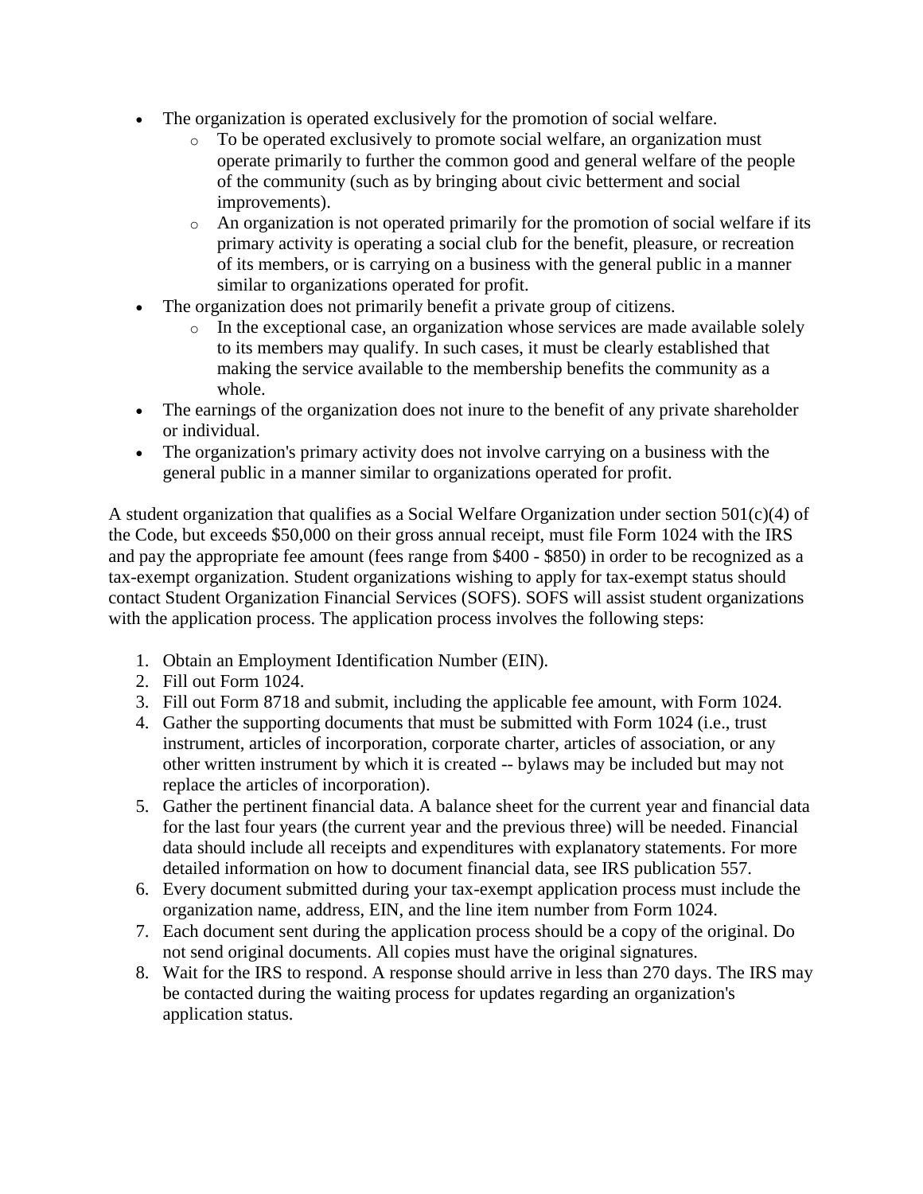- The organization is operated exclusively for the promotion of social welfare.
  - To be operated exclusively to promote social welfare, an organization must operate primarily to further the common good and general welfare of the people of the community (such as by bringing about civic betterment and social improvements).
  - An organization is not operated primarily for the promotion of social welfare if its primary activity is operating a social club for the benefit, pleasure, or recreation of its members, or is carrying on a business with the general public in a manner similar to organizations operated for profit.
- The organization does not primarily benefit a private group of citizens.
  - In the exceptional case, an organization whose services are made available solely to its members may qualify. In such cases, it must be clearly established that making the service available to the membership benefits the community as a whole.
- The earnings of the organization does not inure to the benefit of any private shareholder or individual.
- The organization's primary activity does not involve carrying on a business with the general public in a manner similar to organizations operated for profit.

A student organization that qualifies as a Social Welfare Organization under section 501(c)(4) of the Code, but exceeds $50,000 on their gross annual receipt, must file Form 1024 with the IRS and pay the appropriate fee amount (fees range from $400 - $850) in order to be recognized as a tax-exempt organization. Student organizations wishing to apply for tax-exempt status should contact Student Organization Financial Services (SOFS). SOFS will assist student organizations with the application process. The application process involves the following steps:

1. Obtain an Employment Identification Number (EIN).
2. Fill out Form 1024.
3. Fill out Form 8718 and submit, including the applicable fee amount, with Form 1024.
4. Gather the supporting documents that must be submitted with Form 1024 (i.e., trust instrument, articles of incorporation, corporate charter, articles of association, or any other written instrument by which it is created -- bylaws may be included but may not replace the articles of incorporation).
5. Gather the pertinent financial data. A balance sheet for the current year and financial data for the last four years (the current year and the previous three) will be needed. Financial data should include all receipts and expenditures with explanatory statements. For more detailed information on how to document financial data, see IRS publication 557.
6. Every document submitted during your tax-exempt application process must include the organization name, address, EIN, and the line item number from Form 1024.
7. Each document sent during the application process should be a copy of the original. Do not send original documents. All copies must have the original signatures.
8. Wait for the IRS to respond. A response should arrive in less than 270 days. The IRS may be contacted during the waiting process for updates regarding an organization's application status.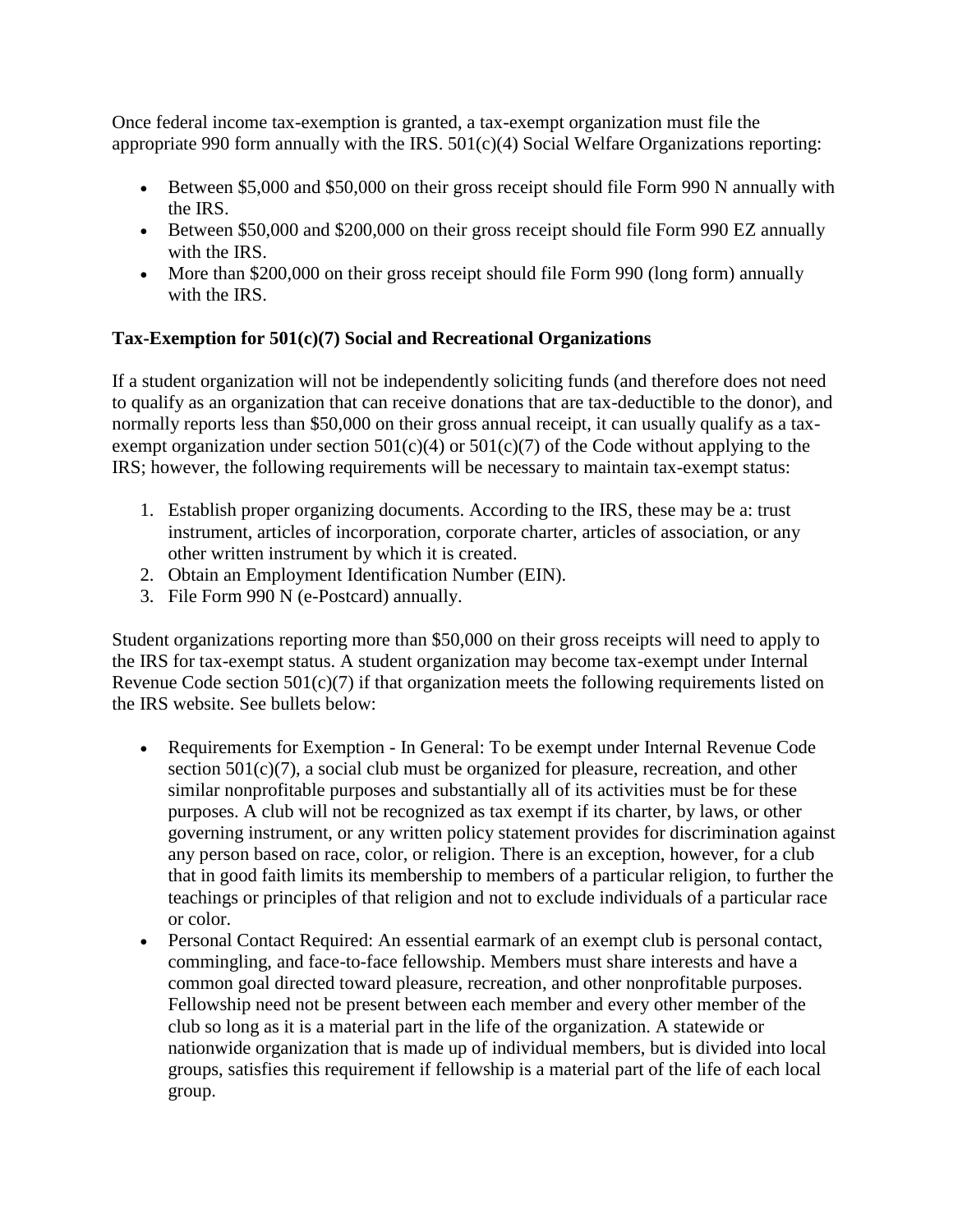Once federal income tax-exemption is granted, a tax-exempt organization must file the appropriate 990 form annually with the IRS. 501(c)(4) Social Welfare Organizations reporting:

- Between $5,000 and $50,000 on their gross receipt should file Form 990 N annually with the IRS.
- Between $50,000 and $200,000 on their gross receipt should file Form 990 EZ annually with the IRS.
- More than $200,000 on their gross receipt should file Form 990 (long form) annually with the IRS.

**Tax-Exemption for 501(c)(7) Social and Recreational Organizations**

If a student organization will not be independently soliciting funds (and therefore does not need to qualify as an organization that can receive donations that are tax-deductible to the donor), and normally reports less than $50,000 on their gross annual receipt, it can usually qualify as a tax-exempt organization under section 501(c)(4) or 501(c)(7) of the Code without applying to the IRS; however, the following requirements will be necessary to maintain tax-exempt status:

1. Establish proper organizing documents. According to the IRS, these may be a: trust instrument, articles of incorporation, corporate charter, articles of association, or any other written instrument by which it is created.
2. Obtain an Employment Identification Number (EIN).
3. File Form 990 N (e-Postcard) annually.

Student organizations reporting more than $50,000 on their gross receipts will need to apply to the IRS for tax-exempt status. A student organization may become tax-exempt under Internal Revenue Code section 501(c)(7) if that organization meets the following requirements listed on the IRS website. See bullets below:

- Requirements for Exemption - In General: To be exempt under Internal Revenue Code section 501(c)(7), a social club must be organized for pleasure, recreation, and other similar nonprofitable purposes and substantially all of its activities must be for these purposes. A club will not be recognized as tax exempt if its charter, by laws, or other governing instrument, or any written policy statement provides for discrimination against any person based on race, color, or religion. There is an exception, however, for a club that in good faith limits its membership to members of a particular religion, to further the teachings or principles of that religion and not to exclude individuals of a particular race or color.
- Personal Contact Required: An essential earmark of an exempt club is personal contact, commingling, and face-to-face fellowship. Members must share interests and have a common goal directed toward pleasure, recreation, and other nonprofitable purposes. Fellowship need not be present between each member and every other member of the club so long as it is a material part in the life of the organization. A statewide or nationwide organization that is made up of individual members, but is divided into local groups, satisfies this requirement if fellowship is a material part of the life of each local group.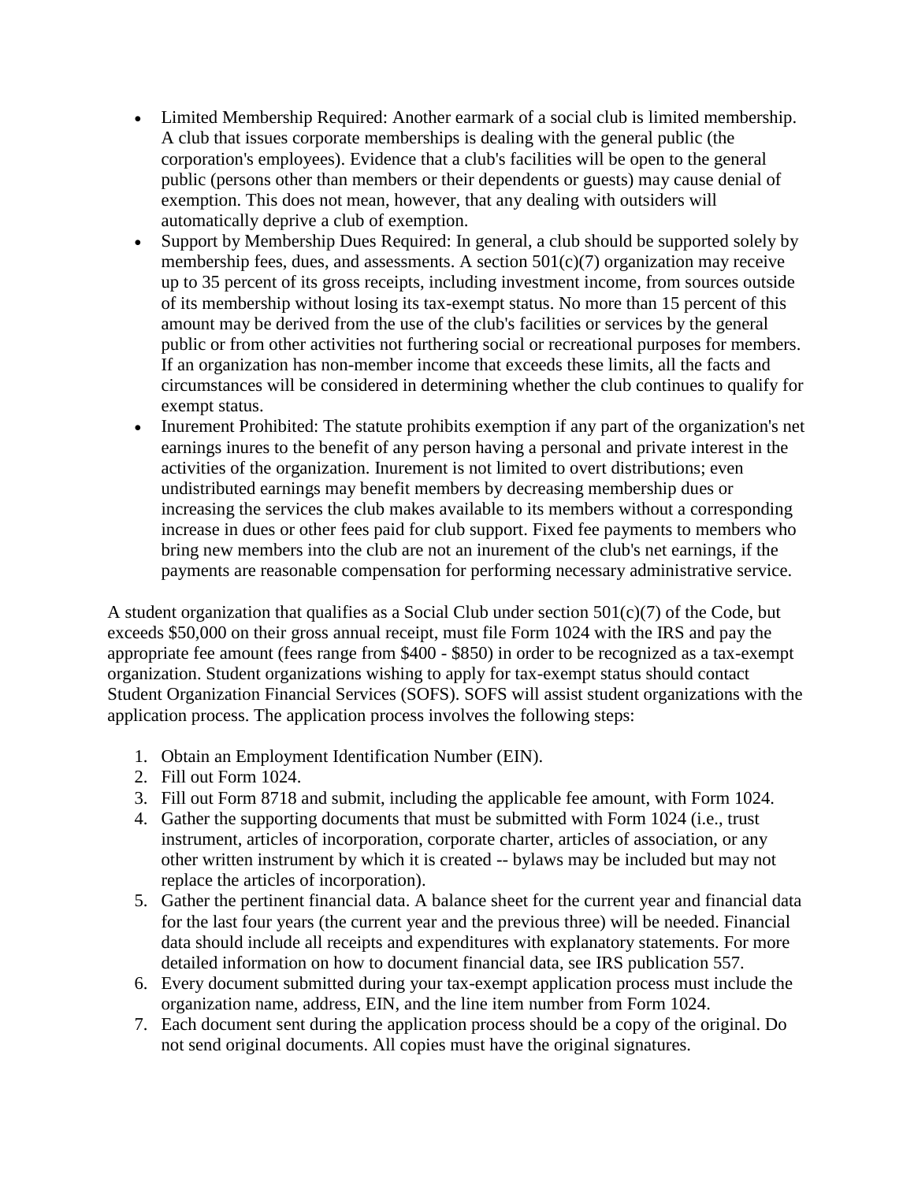- Limited Membership Required: Another earmark of a social club is limited membership. A club that issues corporate memberships is dealing with the general public (the corporation's employees). Evidence that a club's facilities will be open to the general public (persons other than members or their dependents or guests) may cause denial of exemption. This does not mean, however, that any dealing with outsiders will automatically deprive a club of exemption.
- Support by Membership Dues Required: In general, a club should be supported solely by membership fees, dues, and assessments. A section 501(c)(7) organization may receive up to 35 percent of its gross receipts, including investment income, from sources outside of its membership without losing its tax-exempt status. No more than 15 percent of this amount may be derived from the use of the club's facilities or services by the general public or from other activities not furthering social or recreational purposes for members. If an organization has non-member income that exceeds these limits, all the facts and circumstances will be considered in determining whether the club continues to qualify for exempt status.
- Inurement Prohibited: The statute prohibits exemption if any part of the organization's net earnings inures to the benefit of any person having a personal and private interest in the activities of the organization. Inurement is not limited to overt distributions; even undistributed earnings may benefit members by decreasing membership dues or increasing the services the club makes available to its members without a corresponding increase in dues or other fees paid for club support. Fixed fee payments to members who bring new members into the club are not an inurement of the club's net earnings, if the payments are reasonable compensation for performing necessary administrative service.

A student organization that qualifies as a Social Club under section 501(c)(7) of the Code, but exceeds $50,000 on their gross annual receipt, must file Form 1024 with the IRS and pay the appropriate fee amount (fees range from $400 - $850) in order to be recognized as a tax-exempt organization. Student organizations wishing to apply for tax-exempt status should contact Student Organization Financial Services (SOFS). SOFS will assist student organizations with the application process. The application process involves the following steps:

1. Obtain an Employment Identification Number (EIN).
2. Fill out Form 1024.
3. Fill out Form 8718 and submit, including the applicable fee amount, with Form 1024.
4. Gather the supporting documents that must be submitted with Form 1024 (i.e., trust instrument, articles of incorporation, corporate charter, articles of association, or any other written instrument by which it is created -- bylaws may be included but may not replace the articles of incorporation).
5. Gather the pertinent financial data. A balance sheet for the current year and financial data for the last four years (the current year and the previous three) will be needed. Financial data should include all receipts and expenditures with explanatory statements. For more detailed information on how to document financial data, see IRS publication 557.
6. Every document submitted during your tax-exempt application process must include the organization name, address, EIN, and the line item number from Form 1024.
7. Each document sent during the application process should be a copy of the original. Do not send original documents. All copies must have the original signatures.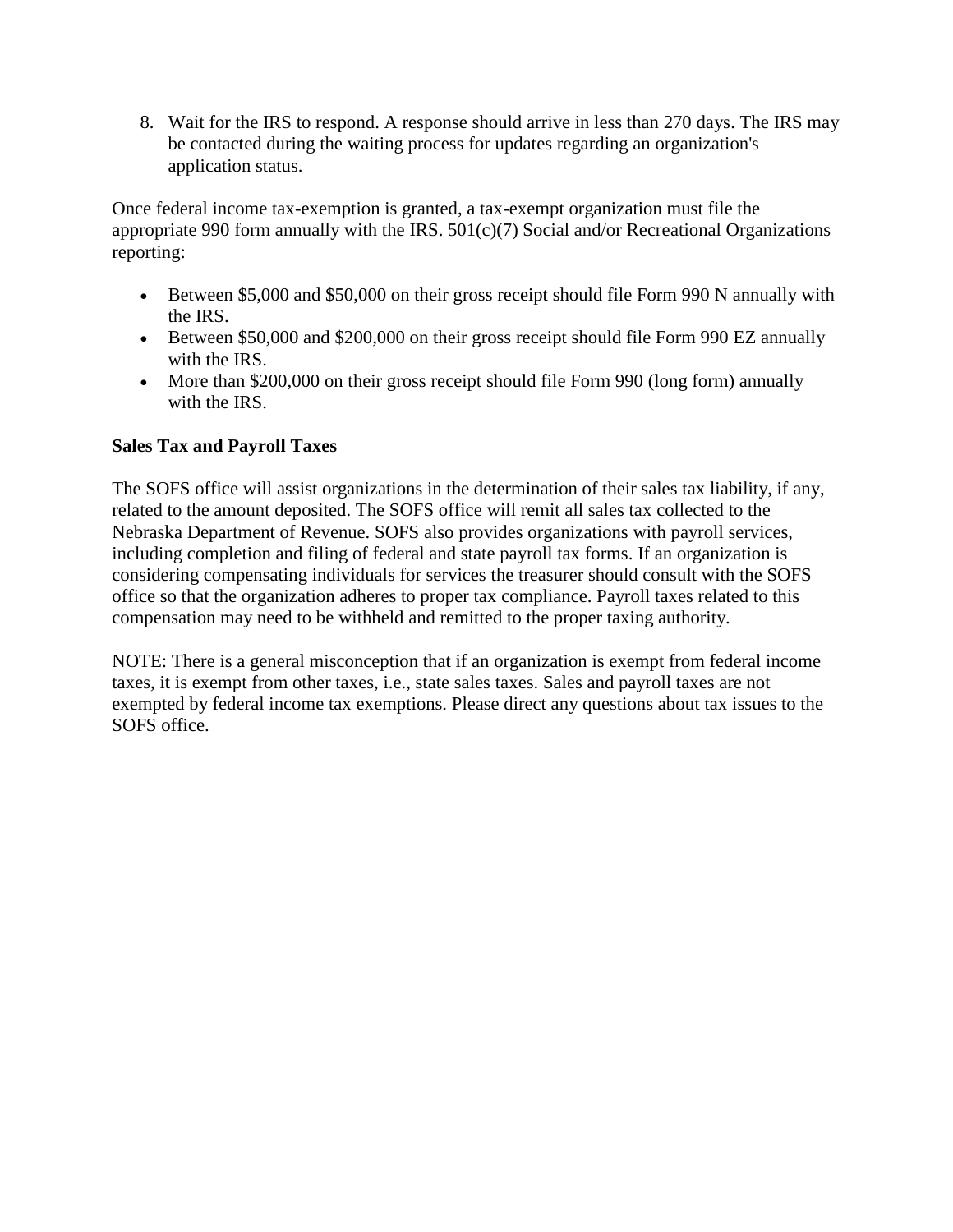8. Wait for the IRS to respond. A response should arrive in less than 270 days. The IRS may be contacted during the waiting process for updates regarding an organization's application status.

Once federal income tax-exemption is granted, a tax-exempt organization must file the appropriate 990 form annually with the IRS. 501(c)(7) Social and/or Recreational Organizations reporting:

- Between $5,000 and $50,000 on their gross receipt should file Form 990 N annually with the IRS.
- Between $50,000 and $200,000 on their gross receipt should file Form 990 EZ annually with the IRS.
- More than $200,000 on their gross receipt should file Form 990 (long form) annually with the IRS.

**Sales Tax and Payroll Taxes**

The SOFS office will assist organizations in the determination of their sales tax liability, if any, related to the amount deposited. The SOFS office will remit all sales tax collected to the Nebraska Department of Revenue. SOFS also provides organizations with payroll services, including completion and filing of federal and state payroll tax forms. If an organization is considering compensating individuals for services the treasurer should consult with the SOFS office so that the organization adheres to proper tax compliance. Payroll taxes related to this compensation may need to be withheld and remitted to the proper taxing authority.

NOTE: There is a general misconception that if an organization is exempt from federal income taxes, it is exempt from other taxes, i.e., state sales taxes. Sales and payroll taxes are not exempted by federal income tax exemptions. Please direct any questions about tax issues to the SOFS office.